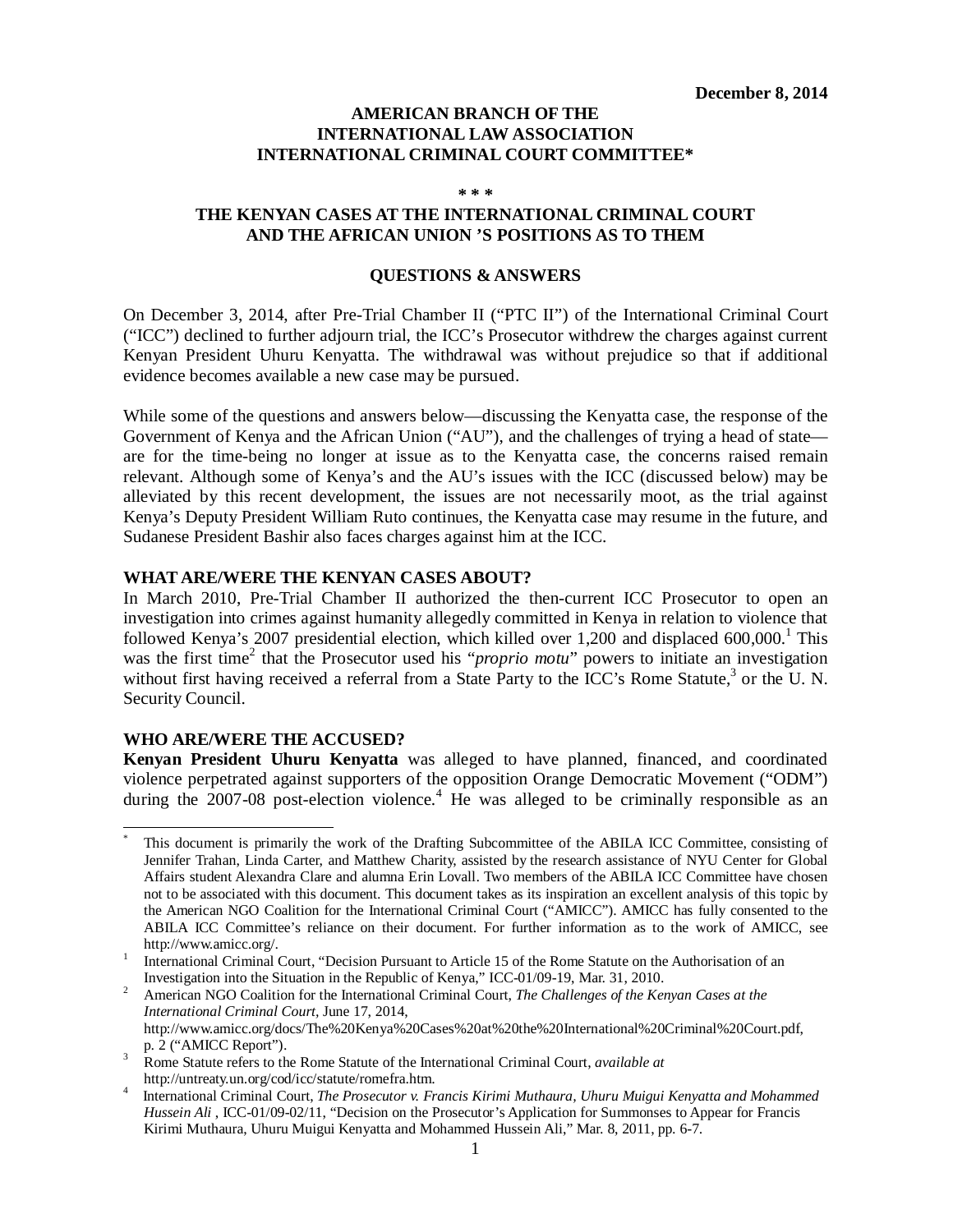**December 8, 2014**

# AMERICAN BRANCH OF THE INTERNATIONAL LAW ASSOCIATION INTERNATIONAL CRIMINAL COURT COMMITTEE*

\* \* \*

## THE KENYAN CASES AT THE INTERNATIONAL CRIMINAL COURT AND THE AFRICAN UNION 'S POSITIONS AS TO THEM

### QUESTIONS & ANSWERS

On December 3, 2014, after Pre-Trial Chamber II ("PTC II") of the International Criminal Court ("ICC") declined to further adjourn trial, the ICC's Prosecutor withdrew the charges against current Kenyan President Uhuru Kenyatta. The withdrawal was without prejudice so that if additional evidence becomes available a new case may be pursued.

While some of the questions and answers below—discussing the Kenyatta case, the response of the Government of Kenya and the African Union ("AU"), and the challenges of trying a head of state—are for the time-being no longer at issue as to the Kenyatta case, the concerns raised remain relevant. Although some of Kenya's and the AU's issues with the ICC (discussed below) may be alleviated by this recent development, the issues are not necessarily moot, as the trial against Kenya's Deputy President William Ruto continues, the Kenyatta case may resume in the future, and Sudanese President Bashir also faces charges against him at the ICC.

### WHAT ARE/WERE THE KENYAN CASES ABOUT?

In March 2010, Pre-Trial Chamber II authorized the then-current ICC Prosecutor to open an investigation into crimes against humanity allegedly committed in Kenya in relation to violence that followed Kenya's 2007 presidential election, which killed over 1,200 and displaced 600,000.[1] This was the first time[2] that the Prosecutor used his "*proprio motu*" powers to initiate an investigation without first having received a referral from a State Party to the ICC's Rome Statute,[3] or the U. N. Security Council.

### WHO ARE/WERE THE ACCUSED?

**Kenyan President Uhuru Kenyatta** was alleged to have planned, financed, and coordinated violence perpetrated against supporters of the opposition Orange Democratic Movement ("ODM") during the 2007-08 post-election violence.[4] He was alleged to be criminally responsible as an

---

\* This document is primarily the work of the Drafting Subcommittee of the ABILA ICC Committee, consisting of Jennifer Trahan, Linda Carter, and Matthew Charity, assisted by the research assistance of NYU Center for Global Affairs student Alexandra Clare and alumna Erin Lovall. Two members of the ABILA ICC Committee have chosen not to be associated with this document. This document takes as its inspiration an excellent analysis of this topic by the American NGO Coalition for the International Criminal Court ("AMICC"). AMICC has fully consented to the ABILA ICC Committee's reliance on their document. For further information as to the work of AMICC, see http://www.amicc.org/.

[1] International Criminal Court, "Decision Pursuant to Article 15 of the Rome Statute on the Authorisation of an Investigation into the Situation in the Republic of Kenya," ICC-01/09-19, Mar. 31, 2010.

[2] American NGO Coalition for the International Criminal Court, *The Challenges of the Kenyan Cases at the International Criminal Court*, June 17, 2014, http://www.amicc.org/docs/The%20Kenya%20Cases%20at%20the%20International%20Criminal%20Court.pdf, p. 2 ("AMICC Report").

[3] Rome Statute refers to the Rome Statute of the International Criminal Court, *available at* http://untreaty.un.org/cod/icc/statute/romefra.htm.

[4] International Criminal Court, *The Prosecutor v. Francis Kirimi Muthaura, Uhuru Muigui Kenyatta and Mohammed Hussein Ali* , ICC-01/09-02/11, "Decision on the Prosecutor's Application for Summonses to Appear for Francis Kirimi Muthaura, Uhuru Muigui Kenyatta and Mohammed Hussein Ali," Mar. 8, 2011, pp. 6-7.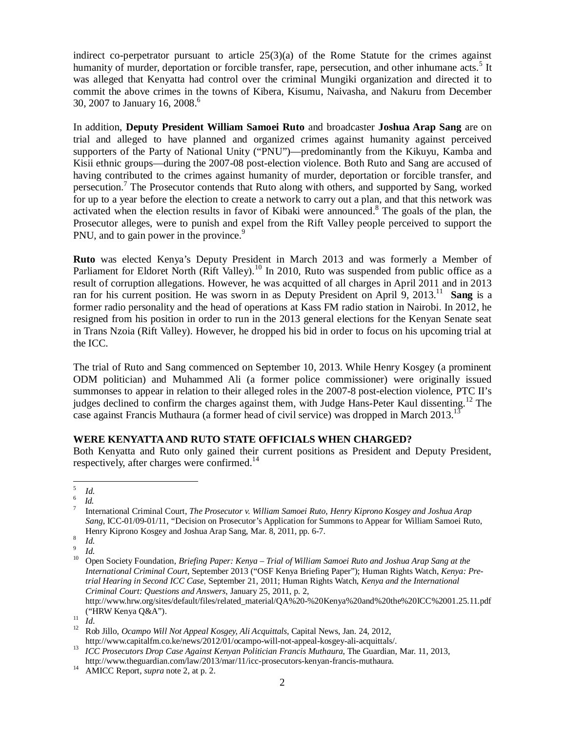indirect co-perpetrator pursuant to article 25(3)(a) of the Rome Statute for the crimes against humanity of murder, deportation or forcible transfer, rape, persecution, and other inhumane acts.[5] It was alleged that Kenyatta had control over the criminal Mungiki organization and directed it to commit the above crimes in the towns of Kibera, Kisumu, Naivasha, and Nakuru from December 30, 2007 to January 16, 2008.[6]

In addition, **Deputy President William Samoei Ruto** and broadcaster **Joshua Arap Sang** are on trial and alleged to have planned and organized crimes against humanity against perceived supporters of the Party of National Unity ("PNU")—predominantly from the Kikuyu, Kamba and Kisii ethnic groups—during the 2007-08 post-election violence. Both Ruto and Sang are accused of having contributed to the crimes against humanity of murder, deportation or forcible transfer, and persecution.[7] The Prosecutor contends that Ruto along with others, and supported by Sang, worked for up to a year before the election to create a network to carry out a plan, and that this network was activated when the election results in favor of Kibaki were announced.[8] The goals of the plan, the Prosecutor alleges, were to punish and expel from the Rift Valley people perceived to support the PNU, and to gain power in the province.[9]

**Ruto** was elected Kenya's Deputy President in March 2013 and was formerly a Member of Parliament for Eldoret North (Rift Valley).[10] In 2010, Ruto was suspended from public office as a result of corruption allegations. However, he was acquitted of all charges in April 2011 and in 2013 ran for his current position. He was sworn in as Deputy President on April 9, 2013.[11] **Sang** is a former radio personality and the head of operations at Kass FM radio station in Nairobi. In 2012, he resigned from his position in order to run in the 2013 general elections for the Kenyan Senate seat in Trans Nzoia (Rift Valley). However, he dropped his bid in order to focus on his upcoming trial at the ICC.

The trial of Ruto and Sang commenced on September 10, 2013. While Henry Kosgey (a prominent ODM politician) and Muhammed Ali (a former police commissioner) were originally issued summonses to appear in relation to their alleged roles in the 2007-8 post-election violence, PTC II's judges declined to confirm the charges against them, with Judge Hans-Peter Kaul dissenting.[12] The case against Francis Muthaura (a former head of civil service) was dropped in March 2013.[13]

**WERE KENYATTA AND RUTO STATE OFFICIALS WHEN CHARGED?**

Both Kenyatta and Ruto only gained their current positions as President and Deputy President, respectively, after charges were confirmed.[14]

---

[5] *Id.*

[6] *Id.*

[7] International Criminal Court, *The Prosecutor v. William Samoei Ruto, Henry Kiprono Kosgey and Joshua Arap Sang*, ICC-01/09-01/11, "Decision on Prosecutor's Application for Summons to Appear for William Samoei Ruto, Henry Kiprono Kosgey and Joshua Arap Sang, Mar. 8, 2011, pp. 6-7.

[8] *Id.*

[9] *Id.*

[10] Open Society Foundation, *Briefing Paper: Kenya – Trial of William Samoei Ruto and Joshua Arap Sang at the International Criminal Court*, September 2013 ("OSF Kenya Briefing Paper"); Human Rights Watch, *Kenya: Pre-trial Hearing in Second ICC Case*, September 21, 2011; Human Rights Watch, *Kenya and the International Criminal Court: Questions and Answers*, January 25, 2011, p. 2, http://www.hrw.org/sites/default/files/related_material/QA%20-%20Kenya%20and%20the%20ICC%2001.25.11.pdf ("HRW Kenya Q&A").

[11] *Id.*

[12] Rob Jillo, *Ocampo Will Not Appeal Kosgey, Ali Acquittals*, Capital News, Jan. 24, 2012, http://www.capitalfm.co.ke/news/2012/01/ocampo-will-not-appeal-kosgey-ali-acquittals/.

[13] *ICC Prosecutors Drop Case Against Kenyan Politician Francis Muthaura*, The Guardian, Mar. 11, 2013, http://www.theguardian.com/law/2013/mar/11/icc-prosecutors-kenyan-francis-muthaura.

[14] AMICC Report, *supra* note 2, at p. 2.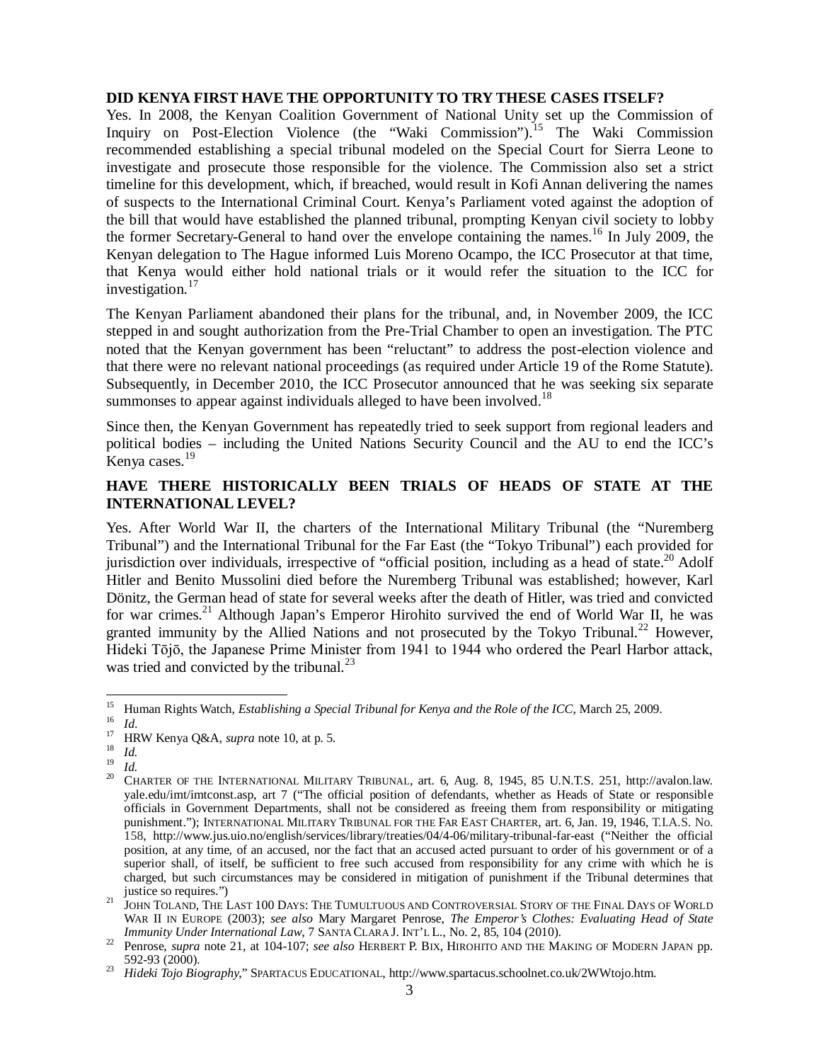**DID KENYA FIRST HAVE THE OPPORTUNITY TO TRY THESE CASES ITSELF?**

Yes. In 2008, the Kenyan Coalition Government of National Unity set up the Commission of Inquiry on Post-Election Violence (the "Waki Commission").[15] The Waki Commission recommended establishing a special tribunal modeled on the Special Court for Sierra Leone to investigate and prosecute those responsible for the violence. The Commission also set a strict timeline for this development, which, if breached, would result in Kofi Annan delivering the names of suspects to the International Criminal Court. Kenya's Parliament voted against the adoption of the bill that would have established the planned tribunal, prompting Kenyan civil society to lobby the former Secretary-General to hand over the envelope containing the names.[16] In July 2009, the Kenyan delegation to The Hague informed Luis Moreno Ocampo, the ICC Prosecutor at that time, that Kenya would either hold national trials or it would refer the situation to the ICC for investigation.[17]

The Kenyan Parliament abandoned their plans for the tribunal, and, in November 2009, the ICC stepped in and sought authorization from the Pre-Trial Chamber to open an investigation. The PTC noted that the Kenyan government has been "reluctant" to address the post-election violence and that there were no relevant national proceedings (as required under Article 19 of the Rome Statute). Subsequently, in December 2010, the ICC Prosecutor announced that he was seeking six separate summonses to appear against individuals alleged to have been involved.[18]

Since then, the Kenyan Government has repeatedly tried to seek support from regional leaders and political bodies – including the United Nations Security Council and the AU to end the ICC's Kenya cases.[19]

**HAVE THERE HISTORICALLY BEEN TRIALS OF HEADS OF STATE AT THE INTERNATIONAL LEVEL?**

Yes. After World War II, the charters of the International Military Tribunal (the "Nuremberg Tribunal") and the International Tribunal for the Far East (the "Tokyo Tribunal") each provided for jurisdiction over individuals, irrespective of "official position, including as a head of state.[20] Adolf Hitler and Benito Mussolini died before the Nuremberg Tribunal was established; however, Karl Dönitz, the German head of state for several weeks after the death of Hitler, was tried and convicted for war crimes.[21] Although Japan's Emperor Hirohito survived the end of World War II, he was granted immunity by the Allied Nations and not prosecuted by the Tokyo Tribunal.[22] However, Hideki Tōjō, the Japanese Prime Minister from 1941 to 1944 who ordered the Pearl Harbor attack, was tried and convicted by the tribunal.[23]

---

[15] Human Rights Watch, *Establishing a Special Tribunal for Kenya and the Role of the ICC*, March 25, 2009.

[16] *Id.*

[17] HRW Kenya Q&A, *supra* note 10, at p. 5.

[18] *Id.*

[19] *Id.*

[20] CHARTER OF THE INTERNATIONAL MILITARY TRIBUNAL, art. 6, Aug. 8, 1945, 85 U.N.T.S. 251, http://avalon.law.yale.edu/imt/imtconst.asp, art 7 ("The official position of defendants, whether as Heads of State or responsible officials in Government Departments, shall not be considered as freeing them from responsibility or mitigating punishment."); INTERNATIONAL MILITARY TRIBUNAL FOR THE FAR EAST CHARTER, art. 6, Jan. 19, 1946, T.I.A.S. NO. 158, http://www.jus.uio.no/english/services/library/treaties/04/4-06/military-tribunal-far-east ("Neither the official position, at any time, of an accused, nor the fact that an accused acted pursuant to order of his government or of a superior shall, of itself, be sufficient to free such accused from responsibility for any crime with which he is charged, but such circumstances may be considered in mitigation of punishment if the Tribunal determines that justice so requires.")

[21] JOHN TOLAND, THE LAST 100 DAYS: THE TUMULTUOUS AND CONTROVERSIAL STORY OF THE FINAL DAYS OF WORLD WAR II IN EUROPE (2003); *see also* Mary Margaret Penrose, *The Emperor's Clothes: Evaluating Head of State Immunity Under International Law*, 7 SANTA CLARA J. INT'L L., No. 2, 85, 104 (2010).

[22] Penrose, *supra* note 21, at 104-107; *see also* HERBERT P. BIX, HIROHITO AND THE MAKING OF MODERN JAPAN pp. 592-93 (2000).

[23] *Hideki Tojo Biography*," SPARTACUS EDUCATIONAL, http://www.spartacus.schoolnet.co.uk/2WWtojo.htm.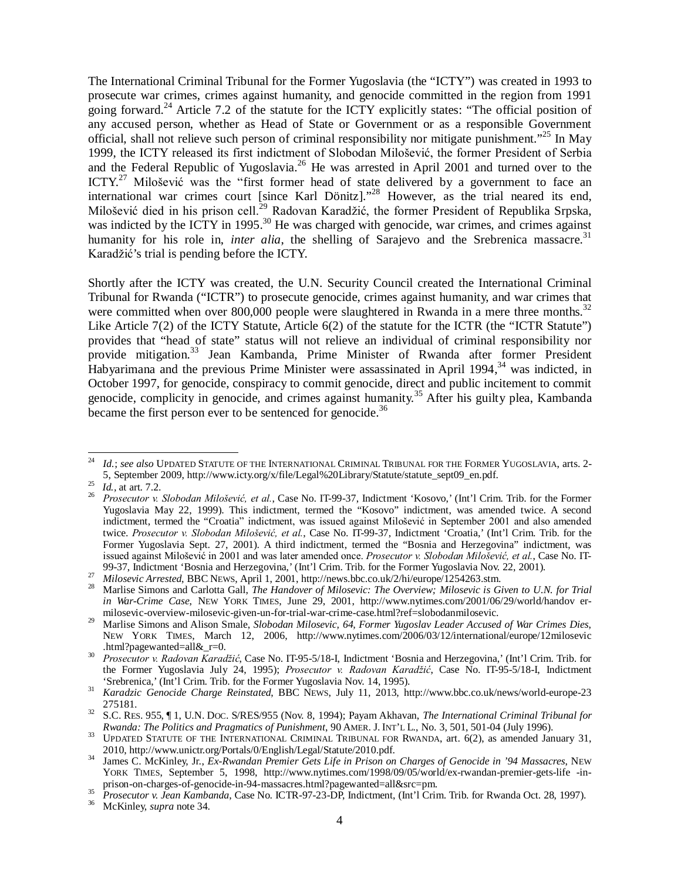The International Criminal Tribunal for the Former Yugoslavia (the "ICTY") was created in 1993 to prosecute war crimes, crimes against humanity, and genocide committed in the region from 1991 going forward.[24] Article 7.2 of the statute for the ICTY explicitly states: "The official position of any accused person, whether as Head of State or Government or as a responsible Government official, shall not relieve such person of criminal responsibility nor mitigate punishment."[25] In May 1999, the ICTY released its first indictment of Slobodan Milošević, the former President of Serbia and the Federal Republic of Yugoslavia.[26] He was arrested in April 2001 and turned over to the ICTY.[27] Milošević was the "first former head of state delivered by a government to face an international war crimes court [since Karl Dönitz]."[28] However, as the trial neared its end, Milošević died in his prison cell.[29] Radovan Karadžić, the former President of Republika Srpska, was indicted by the ICTY in 1995.[30] He was charged with genocide, war crimes, and crimes against humanity for his role in, *inter alia*, the shelling of Sarajevo and the Srebrenica massacre.[31] Karadžić's trial is pending before the ICTY.

Shortly after the ICTY was created, the U.N. Security Council created the International Criminal Tribunal for Rwanda ("ICTR") to prosecute genocide, crimes against humanity, and war crimes that were committed when over 800,000 people were slaughtered in Rwanda in a mere three months.[32] Like Article 7(2) of the ICTY Statute, Article 6(2) of the statute for the ICTR (the "ICTR Statute") provides that "head of state" status will not relieve an individual of criminal responsibility nor provide mitigation.[33] Jean Kambanda, Prime Minister of Rwanda after former President Habyarimana and the previous Prime Minister were assassinated in April 1994,[34] was indicted, in October 1997, for genocide, conspiracy to commit genocide, direct and public incitement to commit genocide, complicity in genocide, and crimes against humanity.[35] After his guilty plea, Kambanda became the first person ever to be sentenced for genocide.[36]

---

[24] *Id.*; *see also* UPDATED STATUTE OF THE INTERNATIONAL CRIMINAL TRIBUNAL FOR THE FORMER YUGOSLAVIA, arts. 2-5, September 2009, http://www.icty.org/x/file/Legal%20Library/Statute/statute_sept09_en.pdf.

[25] *Id.*, at art. 7.2.

[26] *Prosecutor v. Slobodan Milošević, et al.*, Case No. IT-99-37, Indictment 'Kosovo,' (Int'l Crim. Trib. for the Former Yugoslavia May 22, 1999). This indictment, termed the "Kosovo" indictment, was amended twice. A second indictment, termed the "Croatia" indictment, was issued against Milošević in September 2001 and also amended twice. *Prosecutor v. Slobodan Milošević, et al.*, Case No. IT-99-37, Indictment 'Croatia,' (Int'l Crim. Trib. for the Former Yugoslavia Sept. 27, 2001). A third indictment, termed the "Bosnia and Herzegovina" indictment, was issued against Milošević in 2001 and was later amended once. *Prosecutor v. Slobodan Milošević, et al.*, Case No. IT-99-37, Indictment 'Bosnia and Herzegovina,' (Int'l Crim. Trib. for the Former Yugoslavia Nov. 22, 2001).

[27] *Milosevic Arrested*, BBC NEWS, April 1, 2001, http://news.bbc.co.uk/2/hi/europe/1254263.stm.

[28] Marlise Simons and Carlotta Gall, *The Handover of Milosevic: The Overview; Milosevic is Given to U.N. for Trial in War-Crime Case*, NEW YORK TIMES, June 29, 2001, http://www.nytimes.com/2001/06/29/world/handov er-milosevic-overview-milosevic-given-un-for-trial-war-crime-case.html?ref=slobodanmilosevic.

[29] Marlise Simons and Alison Smale, *Slobodan Milosevic, 64, Former Yugoslav Leader Accused of War Crimes Dies*, NEW YORK TIMES, March 12, 2006, http://www.nytimes.com/2006/03/12/international/europe/12milosevic .html?pagewanted=all&_r=0.

[30] *Prosecutor v. Radovan Karadžić*, Case No. IT-95-5/18-I, Indictment 'Bosnia and Herzegovina,' (Int'l Crim. Trib. for the Former Yugoslavia July 24, 1995); *Prosecutor v. Radovan Karadžić*, Case No. IT-95-5/18-I, Indictment 'Srebrenica,' (Int'l Crim. Trib. for the Former Yugoslavia Nov. 14, 1995).

[31] *Karadzic Genocide Charge Reinstated*, BBC NEWS, July 11, 2013, http://www.bbc.co.uk/news/world-europe-23 275181.

[32] S.C. RES. 955, ¶ 1, U.N. DOC. S/RES/955 (Nov. 8, 1994); Payam Akhavan, *The International Criminal Tribunal for Rwanda: The Politics and Pragmatics of Punishment*, 90 AMER. J. INT'L L., No. 3, 501, 501-04 (July 1996).

[33] UPDATED STATUTE OF THE INTERNATIONAL CRIMINAL TRIBUNAL FOR RWANDA, art. 6(2), as amended January 31, 2010, http://www.unictr.org/Portals/0/English/Legal/Statute/2010.pdf.

[34] James C. McKinley, Jr., *Ex-Rwandan Premier Gets Life in Prison on Charges of Genocide in '94 Massacres*, NEW YORK TIMES, September 5, 1998, http://www.nytimes.com/1998/09/05/world/ex-rwandan-premier-gets-life -in-prison-on-charges-of-genocide-in-94-massacres.html?pagewanted=all&src=pm.

[35] *Prosecutor v. Jean Kambanda*, Case No. ICTR-97-23-DP, Indictment, (Int'l Crim. Trib. for Rwanda Oct. 28, 1997).

[36] McKinley, *supra* note 34.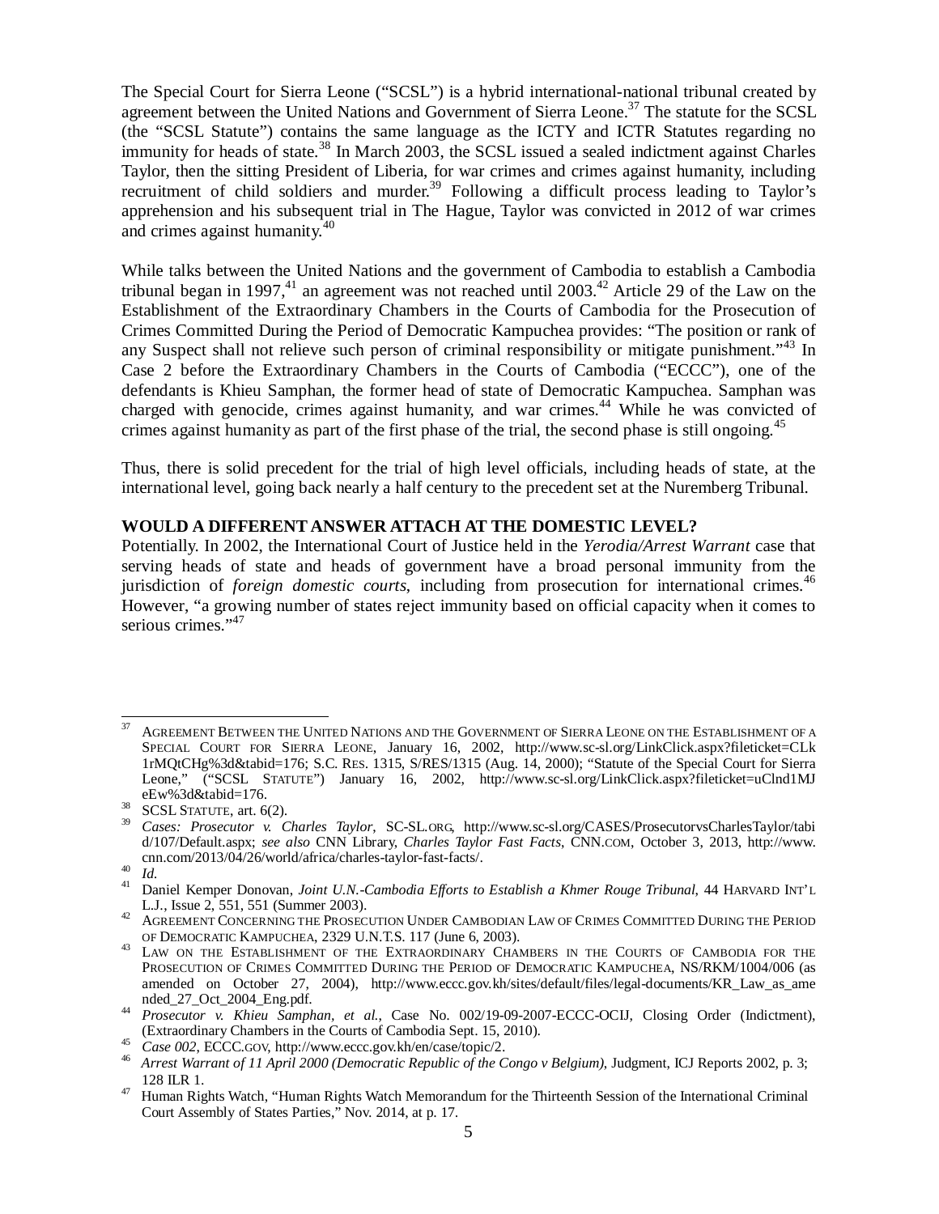The Special Court for Sierra Leone ("SCSL") is a hybrid international-national tribunal created by agreement between the United Nations and Government of Sierra Leone.[37] The statute for the SCSL (the "SCSL Statute") contains the same language as the ICTY and ICTR Statutes regarding no immunity for heads of state.[38] In March 2003, the SCSL issued a sealed indictment against Charles Taylor, then the sitting President of Liberia, for war crimes and crimes against humanity, including recruitment of child soldiers and murder.[39] Following a difficult process leading to Taylor's apprehension and his subsequent trial in The Hague, Taylor was convicted in 2012 of war crimes and crimes against humanity.[40]

While talks between the United Nations and the government of Cambodia to establish a Cambodia tribunal began in 1997,[41] an agreement was not reached until 2003.[42] Article 29 of the Law on the Establishment of the Extraordinary Chambers in the Courts of Cambodia for the Prosecution of Crimes Committed During the Period of Democratic Kampuchea provides: "The position or rank of any Suspect shall not relieve such person of criminal responsibility or mitigate punishment."[43] In Case 2 before the Extraordinary Chambers in the Courts of Cambodia ("ECCC"), one of the defendants is Khieu Samphan, the former head of state of Democratic Kampuchea. Samphan was charged with genocide, crimes against humanity, and war crimes.[44] While he was convicted of crimes against humanity as part of the first phase of the trial, the second phase is still ongoing.[45]

Thus, there is solid precedent for the trial of high level officials, including heads of state, at the international level, going back nearly a half century to the precedent set at the Nuremberg Tribunal.

**WOULD A DIFFERENT ANSWER ATTACH AT THE DOMESTIC LEVEL?**

Potentially. In 2002, the International Court of Justice held in the *Yerodia/Arrest Warrant* case that serving heads of state and heads of government have a broad personal immunity from the jurisdiction of *foreign domestic courts*, including from prosecution for international crimes.[46] However, "a growing number of states reject immunity based on official capacity when it comes to serious crimes."[47]

---

[37] AGREEMENT BETWEEN THE UNITED NATIONS AND THE GOVERNMENT OF SIERRA LEONE ON THE ESTABLISHMENT OF A SPECIAL COURT FOR SIERRA LEONE, January 16, 2002, http://www.sc-sl.org/LinkClick.aspx?fileticket=CLk1rMQtCHg%3d&tabid=176; S.C. RES. 1315, S/RES/1315 (Aug. 14, 2000); "Statute of the Special Court for Sierra Leone," ("SCSL STATUTE") January 16, 2002, http://www.sc-sl.org/LinkClick.aspx?fileticket=uClnd1MJeEw%3d&tabid=176.

[38] SCSL STATUTE, art. 6(2).

[39] *Cases: Prosecutor v. Charles Taylor*, SC-SL.ORG, http://www.sc-sl.org/CASES/ProsecutorvsCharlesTaylor/tabid/107/Default.aspx; *see also* CNN Library, *Charles Taylor Fast Facts*, CNN.COM, October 3, 2013, http://www.cnn.com/2013/04/26/world/africa/charles-taylor-fast-facts/.

[40] *Id.*

[41] Daniel Kemper Donovan, *Joint U.N.-Cambodia Efforts to Establish a Khmer Rouge Tribunal*, 44 HARVARD INT'L L.J., Issue 2, 551, 551 (Summer 2003).

[42] AGREEMENT CONCERNING THE PROSECUTION UNDER CAMBODIAN LAW OF CRIMES COMMITTED DURING THE PERIOD OF DEMOCRATIC KAMPUCHEA, 2329 U.N.T.S. 117 (June 6, 2003).

[43] LAW ON THE ESTABLISHMENT OF THE EXTRAORDINARY CHAMBERS IN THE COURTS OF CAMBODIA FOR THE PROSECUTION OF CRIMES COMMITTED DURING THE PERIOD OF DEMOCRATIC KAMPUCHEA, NS/RKM/1004/006 (as amended on October 27, 2004), http://www.eccc.gov.kh/sites/default/files/legal-documents/KR_Law_as_amended_27_Oct_2004_Eng.pdf.

[44] *Prosecutor v. Khieu Samphan, et al.*, Case No. 002/19-09-2007-ECCC-OCIJ, Closing Order (Indictment), (Extraordinary Chambers in the Courts of Cambodia Sept. 15, 2010).

[45] *Case 002*, ECCC.GOV, http://www.eccc.gov.kh/en/case/topic/2.

[46] *Arrest Warrant of 11 April 2000 (Democratic Republic of the Congo v Belgium)*, Judgment, ICJ Reports 2002, p. 3; 128 ILR 1.

[47] Human Rights Watch, "Human Rights Watch Memorandum for the Thirteenth Session of the International Criminal Court Assembly of States Parties," Nov. 2014, at p. 17.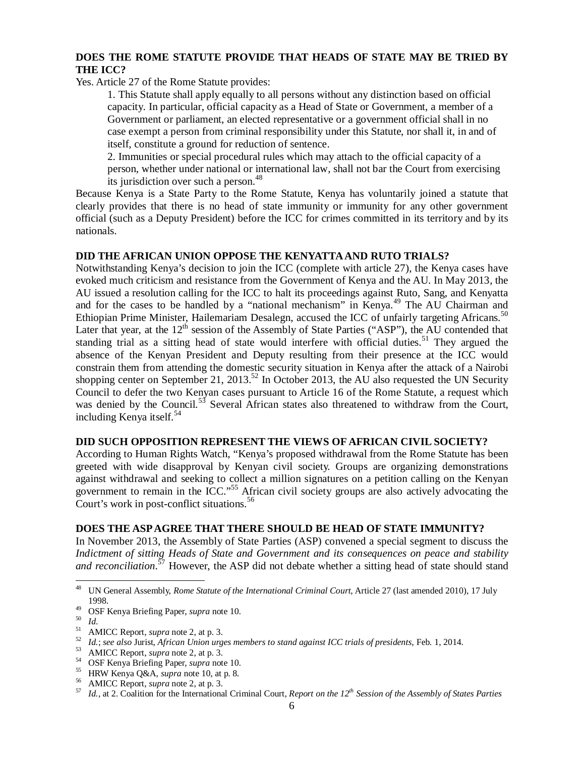**DOES THE ROME STATUTE PROVIDE THAT HEADS OF STATE MAY BE TRIED BY THE ICC?**

Yes. Article 27 of the Rome Statute provides:

> 1. This Statute shall apply equally to all persons without any distinction based on official capacity. In particular, official capacity as a Head of State or Government, a member of a Government or parliament, an elected representative or a government official shall in no case exempt a person from criminal responsibility under this Statute, nor shall it, in and of itself, constitute a ground for reduction of sentence.
>
> 2. Immunities or special procedural rules which may attach to the official capacity of a person, whether under national or international law, shall not bar the Court from exercising its jurisdiction over such a person.[48]

Because Kenya is a State Party to the Rome Statute, Kenya has voluntarily joined a statute that clearly provides that there is no head of state immunity or immunity for any other government official (such as a Deputy President) before the ICC for crimes committed in its territory and by its nationals.

**DID THE AFRICAN UNION OPPOSE THE KENYATTA AND RUTO TRIALS?**

Notwithstanding Kenya's decision to join the ICC (complete with article 27), the Kenya cases have evoked much criticism and resistance from the Government of Kenya and the AU. In May 2013, the AU issued a resolution calling for the ICC to halt its proceedings against Ruto, Sang, and Kenyatta and for the cases to be handled by a "national mechanism" in Kenya.[49] The AU Chairman and Ethiopian Prime Minister, Hailemariam Desalegn, accused the ICC of unfairly targeting Africans.[50] Later that year, at the 12th session of the Assembly of State Parties ("ASP"), the AU contended that standing trial as a sitting head of state would interfere with official duties.[51] They argued the absence of the Kenyan President and Deputy resulting from their presence at the ICC would constrain them from attending the domestic security situation in Kenya after the attack of a Nairobi shopping center on September 21, 2013.[52] In October 2013, the AU also requested the UN Security Council to defer the two Kenyan cases pursuant to Article 16 of the Rome Statute, a request which was denied by the Council.[53] Several African states also threatened to withdraw from the Court, including Kenya itself.[54]

**DID SUCH OPPOSITION REPRESENT THE VIEWS OF AFRICAN CIVIL SOCIETY?**

According to Human Rights Watch, "Kenya's proposed withdrawal from the Rome Statute has been greeted with wide disapproval by Kenyan civil society. Groups are organizing demonstrations against withdrawal and seeking to collect a million signatures on a petition calling on the Kenyan government to remain in the ICC."[55] African civil society groups are also actively advocating the Court's work in post-conflict situations.[56]

**DOES THE ASP AGREE THAT THERE SHOULD BE HEAD OF STATE IMMUNITY?**

In November 2013, the Assembly of State Parties (ASP) convened a special segment to discuss the *Indictment of sitting Heads of State and Government and its consequences on peace and stability and reconciliation*.[57] However, the ASP did not debate whether a sitting head of state should stand

---

[48] UN General Assembly, *Rome Statute of the International Criminal Court*, Article 27 (last amended 2010), 17 July 1998.

[49] OSF Kenya Briefing Paper, *supra* note 10.

[50] *Id.*

[51] AMICC Report, *supra* note 2, at p. 3.

[52] *Id.*; *see also* Jurist, *African Union urges members to stand against ICC trials of presidents*, Feb. 1, 2014.

[53] AMICC Report, *supra* note 2, at p. 3.

[54] OSF Kenya Briefing Paper, *supra* note 10.

[55] HRW Kenya Q&A, *supra* note 10, at p. 8.

[56] AMICC Report, *supra* note 2, at p. 3.

[57] *Id.*, at 2. Coalition for the International Criminal Court, *Report on the 12th Session of the Assembly of States Parties*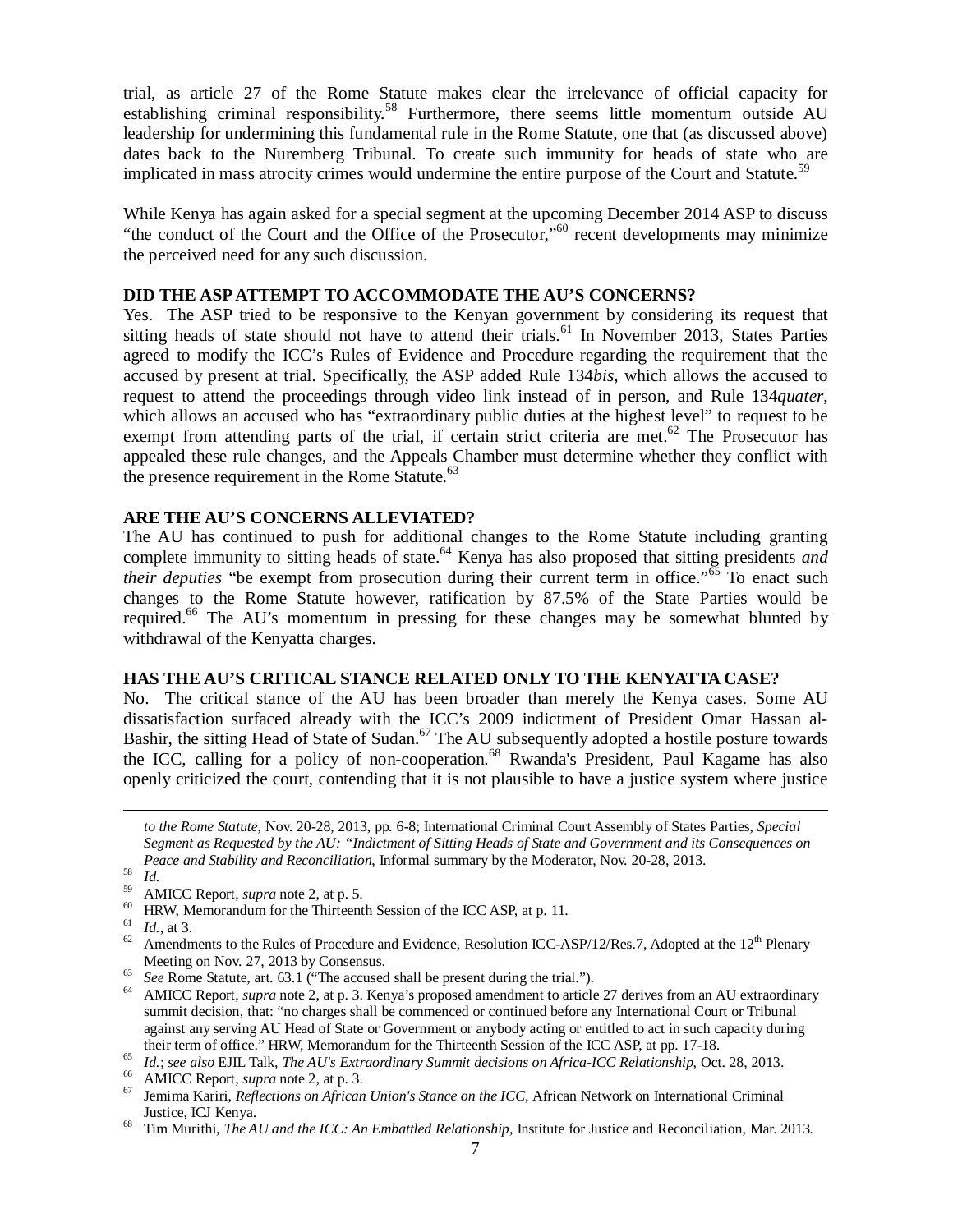trial, as article 27 of the Rome Statute makes clear the irrelevance of official capacity for establishing criminal responsibility.[58] Furthermore, there seems little momentum outside AU leadership for undermining this fundamental rule in the Rome Statute, one that (as discussed above) dates back to the Nuremberg Tribunal. To create such immunity for heads of state who are implicated in mass atrocity crimes would undermine the entire purpose of the Court and Statute.[59]

While Kenya has again asked for a special segment at the upcoming December 2014 ASP to discuss "the conduct of the Court and the Office of the Prosecutor,"[60] recent developments may minimize the perceived need for any such discussion.

**DID THE ASP ATTEMPT TO ACCOMMODATE THE AU'S CONCERNS?**

Yes. The ASP tried to be responsive to the Kenyan government by considering its request that sitting heads of state should not have to attend their trials.[61] In November 2013, States Parties agreed to modify the ICC's Rules of Evidence and Procedure regarding the requirement that the accused by present at trial. Specifically, the ASP added Rule 134*bis,* which allows the accused to request to attend the proceedings through video link instead of in person, and Rule 134*quater*, which allows an accused who has "extraordinary public duties at the highest level" to request to be exempt from attending parts of the trial, if certain strict criteria are met.[62] The Prosecutor has appealed these rule changes, and the Appeals Chamber must determine whether they conflict with the presence requirement in the Rome Statute.[63]

**ARE THE AU'S CONCERNS ALLEVIATED?**

The AU has continued to push for additional changes to the Rome Statute including granting complete immunity to sitting heads of state.[64] Kenya has also proposed that sitting presidents *and their deputies* "be exempt from prosecution during their current term in office."[65] To enact such changes to the Rome Statute however, ratification by 87.5% of the State Parties would be required.[66] The AU's momentum in pressing for these changes may be somewhat blunted by withdrawal of the Kenyatta charges.

**HAS THE AU'S CRITICAL STANCE RELATED ONLY TO THE KENYATTA CASE?**

No. The critical stance of the AU has been broader than merely the Kenya cases. Some AU dissatisfaction surfaced already with the ICC's 2009 indictment of President Omar Hassan al-Bashir, the sitting Head of State of Sudan.[67] The AU subsequently adopted a hostile posture towards the ICC, calling for a policy of non-cooperation.[68] Rwanda's President, Paul Kagame has also openly criticized the court, contending that it is not plausible to have a justice system where justice

---

*to the Rome Statute,* Nov. 20-28, 2013, pp. 6-8; International Criminal Court Assembly of States Parties, *Special Segment as Requested by the AU: "Indictment of Sitting Heads of State and Government and its Consequences on Peace and Stability and Reconciliation*, Informal summary by the Moderator, Nov. 20-28, 2013.

[58] *Id.*

[59] AMICC Report, *supra* note 2, at p. 5.

[60] HRW, Memorandum for the Thirteenth Session of the ICC ASP, at p. 11.

[61] *Id.*, at 3.

[62] Amendments to the Rules of Procedure and Evidence, Resolution ICC-ASP/12/Res.7, Adopted at the 12th Plenary Meeting on Nov. 27, 2013 by Consensus.

[63] *See* Rome Statute, art. 63.1 ("The accused shall be present during the trial.").

[64] AMICC Report, *supra* note 2, at p. 3. Kenya's proposed amendment to article 27 derives from an AU extraordinary summit decision, that: "no charges shall be commenced or continued before any International Court or Tribunal against any serving AU Head of State or Government or anybody acting or entitled to act in such capacity during their term of office." HRW, Memorandum for the Thirteenth Session of the ICC ASP, at pp. 17-18.

[65] *Id.*; *see also* EJIL Talk, *The AU's Extraordinary Summit decisions on Africa-ICC Relationship*, Oct. 28, 2013.

[66] AMICC Report, *supra* note 2, at p. 3.

[67] Jemima Kariri, *Reflections on African Union's Stance on the ICC*, African Network on International Criminal Justice, ICJ Kenya.

[68] Tim Murithi, *The AU and the ICC: An Embattled Relationship*, Institute for Justice and Reconciliation, Mar. 2013.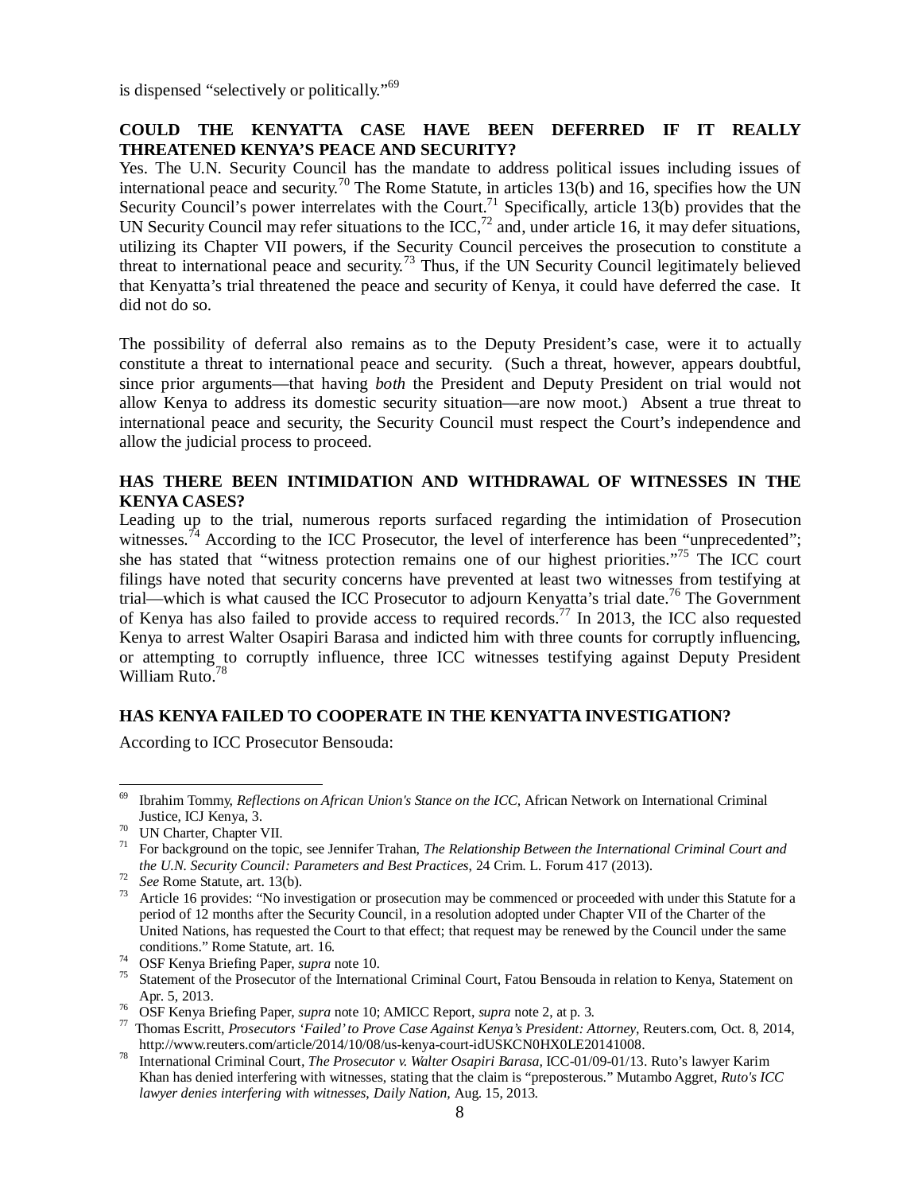is dispensed "selectively or politically."[69]

**COULD THE KENYATTA CASE HAVE BEEN DEFERRED IF IT REALLY THREATENED KENYA'S PEACE AND SECURITY?**

Yes. The U.N. Security Council has the mandate to address political issues including issues of international peace and security.[70] The Rome Statute, in articles 13(b) and 16, specifies how the UN Security Council's power interrelates with the Court.[71] Specifically, article 13(b) provides that the UN Security Council may refer situations to the ICC,[72] and, under article 16, it may defer situations, utilizing its Chapter VII powers, if the Security Council perceives the prosecution to constitute a threat to international peace and security.[73] Thus, if the UN Security Council legitimately believed that Kenyatta's trial threatened the peace and security of Kenya, it could have deferred the case. It did not do so.

The possibility of deferral also remains as to the Deputy President's case, were it to actually constitute a threat to international peace and security. (Such a threat, however, appears doubtful, since prior arguments—that having *both* the President and Deputy President on trial would not allow Kenya to address its domestic security situation—are now moot.) Absent a true threat to international peace and security, the Security Council must respect the Court's independence and allow the judicial process to proceed.

**HAS THERE BEEN INTIMIDATION AND WITHDRAWAL OF WITNESSES IN THE KENYA CASES?**

Leading up to the trial, numerous reports surfaced regarding the intimidation of Prosecution witnesses.[74] According to the ICC Prosecutor, the level of interference has been "unprecedented"; she has stated that "witness protection remains one of our highest priorities."[75] The ICC court filings have noted that security concerns have prevented at least two witnesses from testifying at trial—which is what caused the ICC Prosecutor to adjourn Kenyatta's trial date.[76] The Government of Kenya has also failed to provide access to required records.[77] In 2013, the ICC also requested Kenya to arrest Walter Osapiri Barasa and indicted him with three counts for corruptly influencing, or attempting to corruptly influence, three ICC witnesses testifying against Deputy President William Ruto.[78]

**HAS KENYA FAILED TO COOPERATE IN THE KENYATTA INVESTIGATION?**

According to ICC Prosecutor Bensouda:

---

[69] Ibrahim Tommy, *Reflections on African Union's Stance on the ICC*, African Network on International Criminal Justice, ICJ Kenya, 3.

[70] UN Charter, Chapter VII.

[71] For background on the topic, see Jennifer Trahan, *The Relationship Between the International Criminal Court and the U.N. Security Council: Parameters and Best Practices*, 24 Crim. L. Forum 417 (2013).

[72] *See* Rome Statute, art. 13(b).

[73] Article 16 provides: "No investigation or prosecution may be commenced or proceeded with under this Statute for a period of 12 months after the Security Council, in a resolution adopted under Chapter VII of the Charter of the United Nations, has requested the Court to that effect; that request may be renewed by the Council under the same conditions." Rome Statute, art. 16.

[74] OSF Kenya Briefing Paper, *supra* note 10.

[75] Statement of the Prosecutor of the International Criminal Court, Fatou Bensouda in relation to Kenya, Statement on Apr. 5, 2013.

[76] OSF Kenya Briefing Paper, *supra* note 10; AMICC Report, *supra* note 2, at p. 3.

[77] Thomas Escritt, *Prosecutors 'Failed' to Prove Case Against Kenya's President: Attorney*, Reuters.com, Oct. 8, 2014, http://www.reuters.com/article/2014/10/08/us-kenya-court-idUSKCN0HX0LE20141008.

[78] International Criminal Court, *The Prosecutor v. Walter Osapiri Barasa,* ICC-01/09-01/13. Ruto's lawyer Karim Khan has denied interfering with witnesses, stating that the claim is "preposterous." Mutambo Aggret, *Ruto's ICC lawyer denies interfering with witnesses, Daily Nation,* Aug. 15, 2013.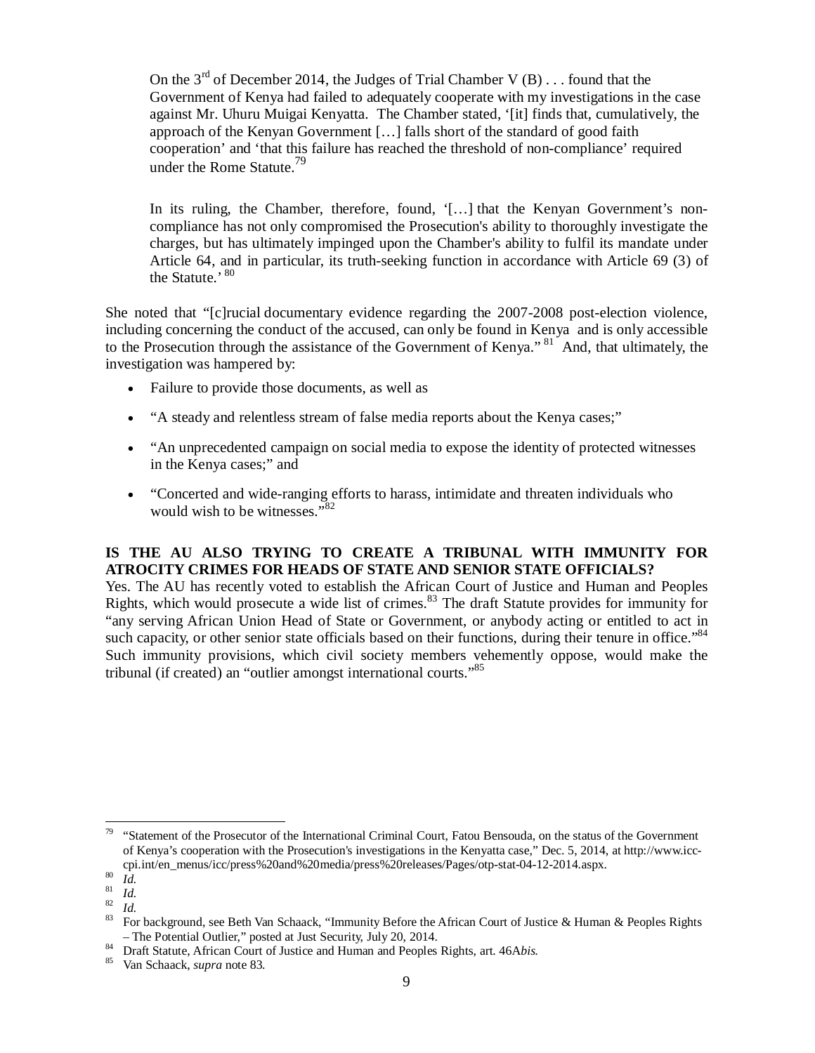> On the 3rd of December 2014, the Judges of Trial Chamber V (B) . . . found that the Government of Kenya had failed to adequately cooperate with my investigations in the case against Mr. Uhuru Muigai Kenyatta. The Chamber stated, '[it] finds that, cumulatively, the approach of the Kenyan Government […] falls short of the standard of good faith cooperation' and 'that this failure has reached the threshold of non-compliance' required under the Rome Statute.[79]
>
> In its ruling, the Chamber, therefore, found, '[…] that the Kenyan Government's non-compliance has not only compromised the Prosecution's ability to thoroughly investigate the charges, but has ultimately impinged upon the Chamber's ability to fulfil its mandate under Article 64, and in particular, its truth-seeking function in accordance with Article 69 (3) of the Statute.' [80]

She noted that "[c]rucial documentary evidence regarding the 2007-2008 post-election violence, including concerning the conduct of the accused, can only be found in Kenya and is only accessible to the Prosecution through the assistance of the Government of Kenya." [81] And, that ultimately, the investigation was hampered by:

- Failure to provide those documents, as well as
- "A steady and relentless stream of false media reports about the Kenya cases;"
- "An unprecedented campaign on social media to expose the identity of protected witnesses in the Kenya cases;" and
- "Concerted and wide-ranging efforts to harass, intimidate and threaten individuals who would wish to be witnesses."[82]

**IS THE AU ALSO TRYING TO CREATE A TRIBUNAL WITH IMMUNITY FOR ATROCITY CRIMES FOR HEADS OF STATE AND SENIOR STATE OFFICIALS?**

Yes. The AU has recently voted to establish the African Court of Justice and Human and Peoples Rights, which would prosecute a wide list of crimes.[83] The draft Statute provides for immunity for "any serving African Union Head of State or Government, or anybody acting or entitled to act in such capacity, or other senior state officials based on their functions, during their tenure in office."[84] Such immunity provisions, which civil society members vehemently oppose, would make the tribunal (if created) an "outlier amongst international courts."[85]

---

[79] "Statement of the Prosecutor of the International Criminal Court, Fatou Bensouda, on the status of the Government of Kenya's cooperation with the Prosecution's investigations in the Kenyatta case," Dec. 5, 2014, at http://www.icc-cpi.int/en_menus/icc/press%20and%20media/press%20releases/Pages/otp-stat-04-12-2014.aspx.

[80] *Id.*

[81] *Id.*

[82] *Id.*

[83] For background, see Beth Van Schaack, "Immunity Before the African Court of Justice & Human & Peoples Rights – The Potential Outlier," posted at Just Security, July 20, 2014.

[84] Draft Statute, African Court of Justice and Human and Peoples Rights, art. 46A*bis*.

[85] Van Schaack, *supra* note 83.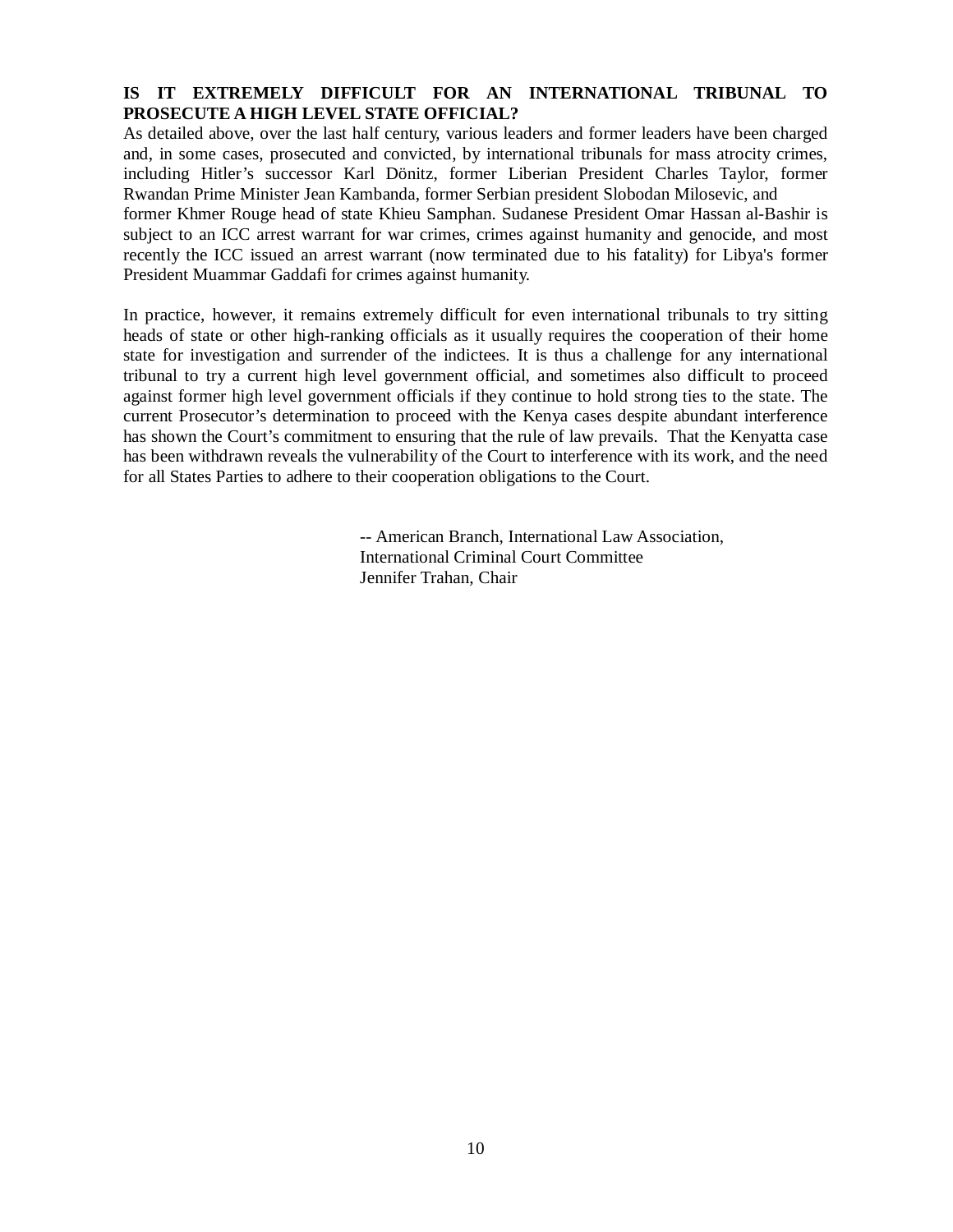**IS IT EXTREMELY DIFFICULT FOR AN INTERNATIONAL TRIBUNAL TO PROSECUTE A HIGH LEVEL STATE OFFICIAL?**

As detailed above, over the last half century, various leaders and former leaders have been charged and, in some cases, prosecuted and convicted, by international tribunals for mass atrocity crimes, including Hitler's successor Karl Dönitz, former Liberian President Charles Taylor, former Rwandan Prime Minister Jean Kambanda, former Serbian president Slobodan Milosevic, and former Khmer Rouge head of state Khieu Samphan. Sudanese President Omar Hassan al-Bashir is subject to an ICC arrest warrant for war crimes, crimes against humanity and genocide, and most recently the ICC issued an arrest warrant (now terminated due to his fatality) for Libya's former President Muammar Gaddafi for crimes against humanity.

In practice, however, it remains extremely difficult for even international tribunals to try sitting heads of state or other high-ranking officials as it usually requires the cooperation of their home state for investigation and surrender of the indictees. It is thus a challenge for any international tribunal to try a current high level government official, and sometimes also difficult to proceed against former high level government officials if they continue to hold strong ties to the state. The current Prosecutor's determination to proceed with the Kenya cases despite abundant interference has shown the Court's commitment to ensuring that the rule of law prevails. That the Kenyatta case has been withdrawn reveals the vulnerability of the Court to interference with its work, and the need for all States Parties to adhere to their cooperation obligations to the Court.

-- American Branch, International Law Association,
International Criminal Court Committee
Jennifer Trahan, Chair